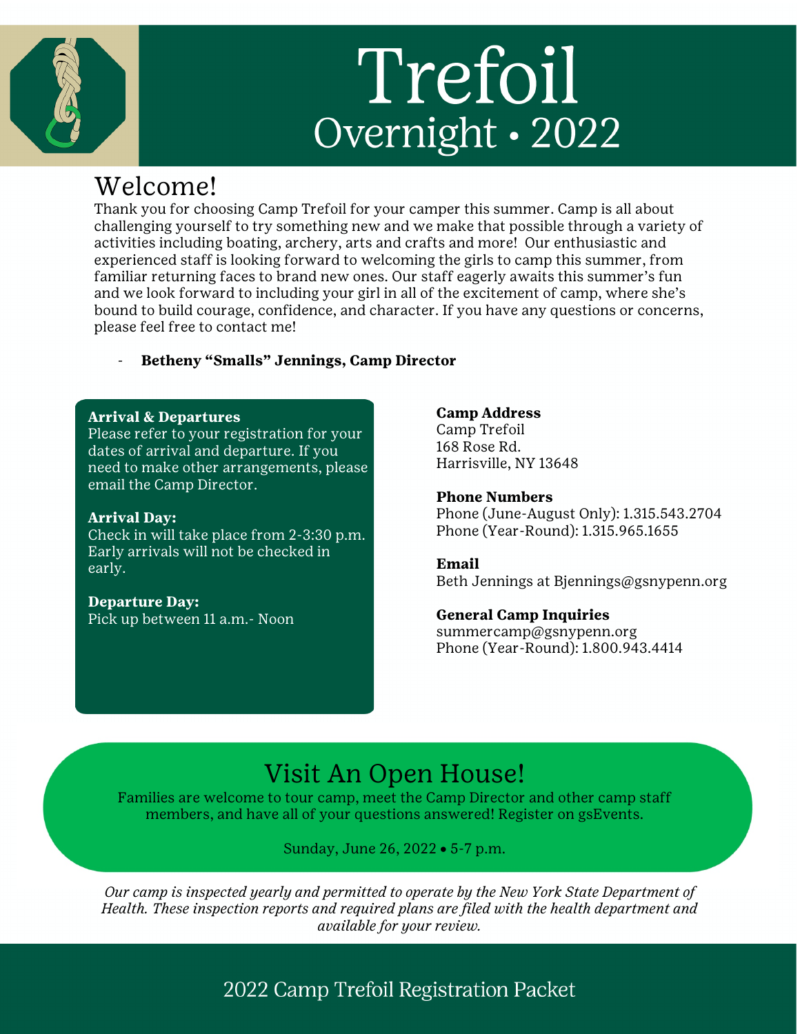# Trefoil

## Overnight • 2022

## Welcome!

Thank you for choosing Camp Trefoil for your camper this summer. Camp is all about challenging yourself to try something new and we make that possible through a variety of activities including boating, archery, arts and crafts and more! Our enthusiastic and experienced staff is looking forward to welcoming the girls to camp this summer, from familiar returning faces to brand new ones. Our staff eagerly awaits this summer's fun and we look forward to including your girl in all of the excitement of camp, where she's bound to build courage, confidence, and character. If you have any questions or concerns, please feel free to contact me!

- **Betheny "Smalls" Jennings, Camp Director**

**Arrival & Departures**
Please refer to your registration for your dates of arrival and departure. If you need to make other arrangements, please email the Camp Director.

**Arrival Day:**
Check in will take place from 2-3:30 p.m. Early arrivals will not be checked in early.

**Departure Day:**
Pick up between 11 a.m.- Noon

**Camp Address**
Camp Trefoil
168 Rose Rd.
Harrisville, NY 13648

**Phone Numbers**
Phone (June-August Only): 1.315.543.2704
Phone (Year-Round): 1.315.965.1655

**Email**
Beth Jennings at Bjennings@gsnypenn.org

**General Camp Inquiries**
summercamp@gsnypenn.org
Phone (Year-Round): 1.800.943.4414

## Visit An Open House!

Families are welcome to tour camp, meet the Camp Director and other camp staff members, and have all of your questions answered! Register on gsEvents.

Sunday, June 26, 2022 • 5-7 p.m.

*Our camp is inspected yearly and permitted to operate by the New York State Department of Health. These inspection reports and required plans are filed with the health department and available for your review.*

2022 Camp Trefoil Registration Packet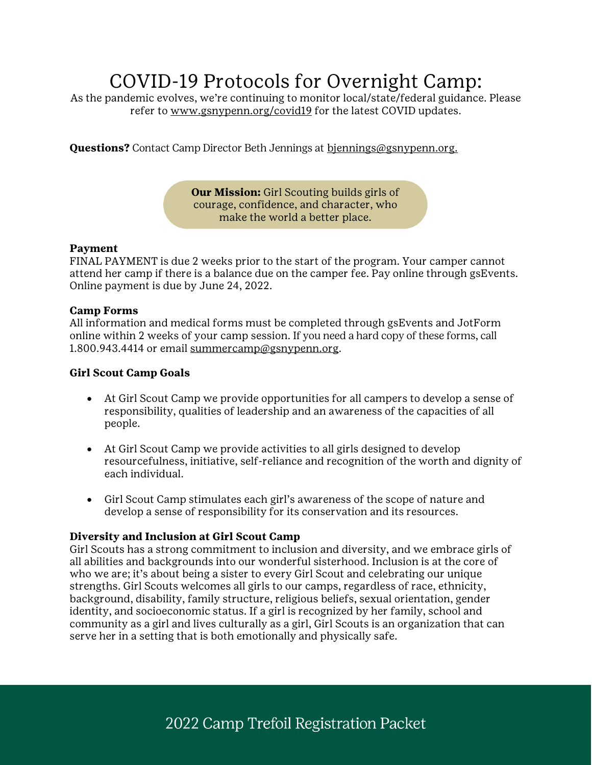# COVID-19 Protocols for Overnight Camp:

As the pandemic evolves, we're continuing to monitor local/state/federal guidance. Please refer to www.gsnypenn.org/covid19 for the latest COVID updates.

**Questions?** Contact Camp Director Beth Jennings at bjennings@gsnypenn.org.

**Our Mission:** Girl Scouting builds girls of courage, confidence, and character, who make the world a better place.

**Payment**

FINAL PAYMENT is due 2 weeks prior to the start of the program. Your camper cannot attend her camp if there is a balance due on the camper fee. Pay online through gsEvents. Online payment is due by June 24, 2022.

**Camp Forms**

All information and medical forms must be completed through gsEvents and JotForm online within 2 weeks of your camp session. If you need a hard copy of these forms, call 1.800.943.4414 or email summercamp@gsnypenn.org.

**Girl Scout Camp Goals**

- At Girl Scout Camp we provide opportunities for all campers to develop a sense of responsibility, qualities of leadership and an awareness of the capacities of all people.
- At Girl Scout Camp we provide activities to all girls designed to develop resourcefulness, initiative, self-reliance and recognition of the worth and dignity of each individual.
- Girl Scout Camp stimulates each girl's awareness of the scope of nature and develop a sense of responsibility for its conservation and its resources.

**Diversity and Inclusion at Girl Scout Camp**

Girl Scouts has a strong commitment to inclusion and diversity, and we embrace girls of all abilities and backgrounds into our wonderful sisterhood. Inclusion is at the core of who we are; it's about being a sister to every Girl Scout and celebrating our unique strengths. Girl Scouts welcomes all girls to our camps, regardless of race, ethnicity, background, disability, family structure, religious beliefs, sexual orientation, gender identity, and socioeconomic status. If a girl is recognized by her family, school and community as a girl and lives culturally as a girl, Girl Scouts is an organization that can serve her in a setting that is both emotionally and physically safe.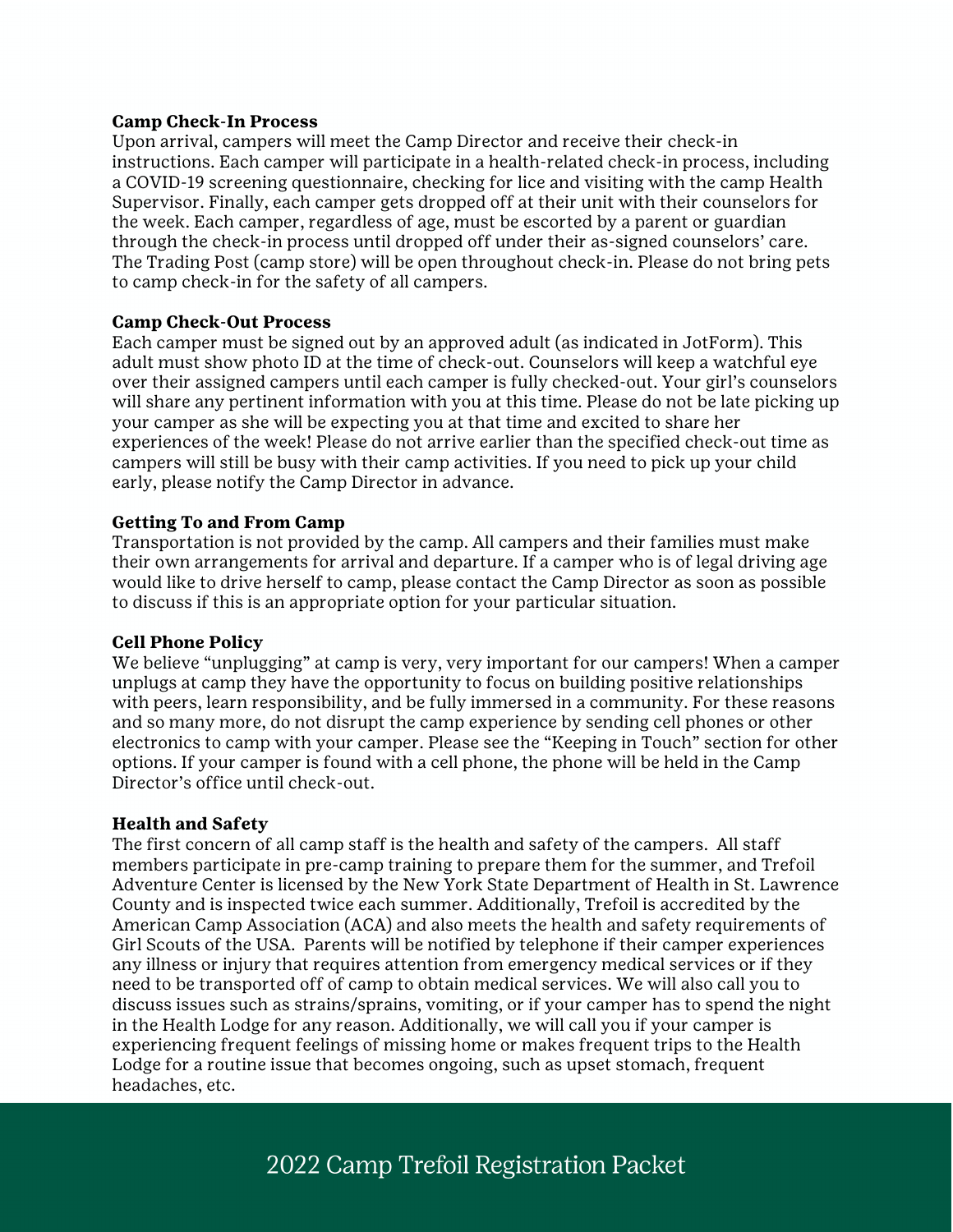**Camp Check-In Process**

Upon arrival, campers will meet the Camp Director and receive their check-in instructions. Each camper will participate in a health-related check-in process, including a COVID-19 screening questionnaire, checking for lice and visiting with the camp Health Supervisor. Finally, each camper gets dropped off at their unit with their counselors for the week. Each camper, regardless of age, must be escorted by a parent or guardian through the check-in process until dropped off under their as-signed counselors' care. The Trading Post (camp store) will be open throughout check-in. Please do not bring pets to camp check-in for the safety of all campers.

**Camp Check-Out Process**

Each camper must be signed out by an approved adult (as indicated in JotForm). This adult must show photo ID at the time of check-out. Counselors will keep a watchful eye over their assigned campers until each camper is fully checked-out. Your girl's counselors will share any pertinent information with you at this time. Please do not be late picking up your camper as she will be expecting you at that time and excited to share her experiences of the week! Please do not arrive earlier than the specified check-out time as campers will still be busy with their camp activities. If you need to pick up your child early, please notify the Camp Director in advance.

**Getting To and From Camp**

Transportation is not provided by the camp. All campers and their families must make their own arrangements for arrival and departure. If a camper who is of legal driving age would like to drive herself to camp, please contact the Camp Director as soon as possible to discuss if this is an appropriate option for your particular situation.

**Cell Phone Policy**

We believe "unplugging" at camp is very, very important for our campers! When a camper unplugs at camp they have the opportunity to focus on building positive relationships with peers, learn responsibility, and be fully immersed in a community. For these reasons and so many more, do not disrupt the camp experience by sending cell phones or other electronics to camp with your camper. Please see the "Keeping in Touch" section for other options. If your camper is found with a cell phone, the phone will be held in the Camp Director's office until check-out.

**Health and Safety**

The first concern of all camp staff is the health and safety of the campers. All staff members participate in pre-camp training to prepare them for the summer, and Trefoil Adventure Center is licensed by the New York State Department of Health in St. Lawrence County and is inspected twice each summer. Additionally, Trefoil is accredited by the American Camp Association (ACA) and also meets the health and safety requirements of Girl Scouts of the USA. Parents will be notified by telephone if their camper experiences any illness or injury that requires attention from emergency medical services or if they need to be transported off of camp to obtain medical services. We will also call you to discuss issues such as strains/sprains, vomiting, or if your camper has to spend the night in the Health Lodge for any reason. Additionally, we will call you if your camper is experiencing frequent feelings of missing home or makes frequent trips to the Health Lodge for a routine issue that becomes ongoing, such as upset stomach, frequent headaches, etc.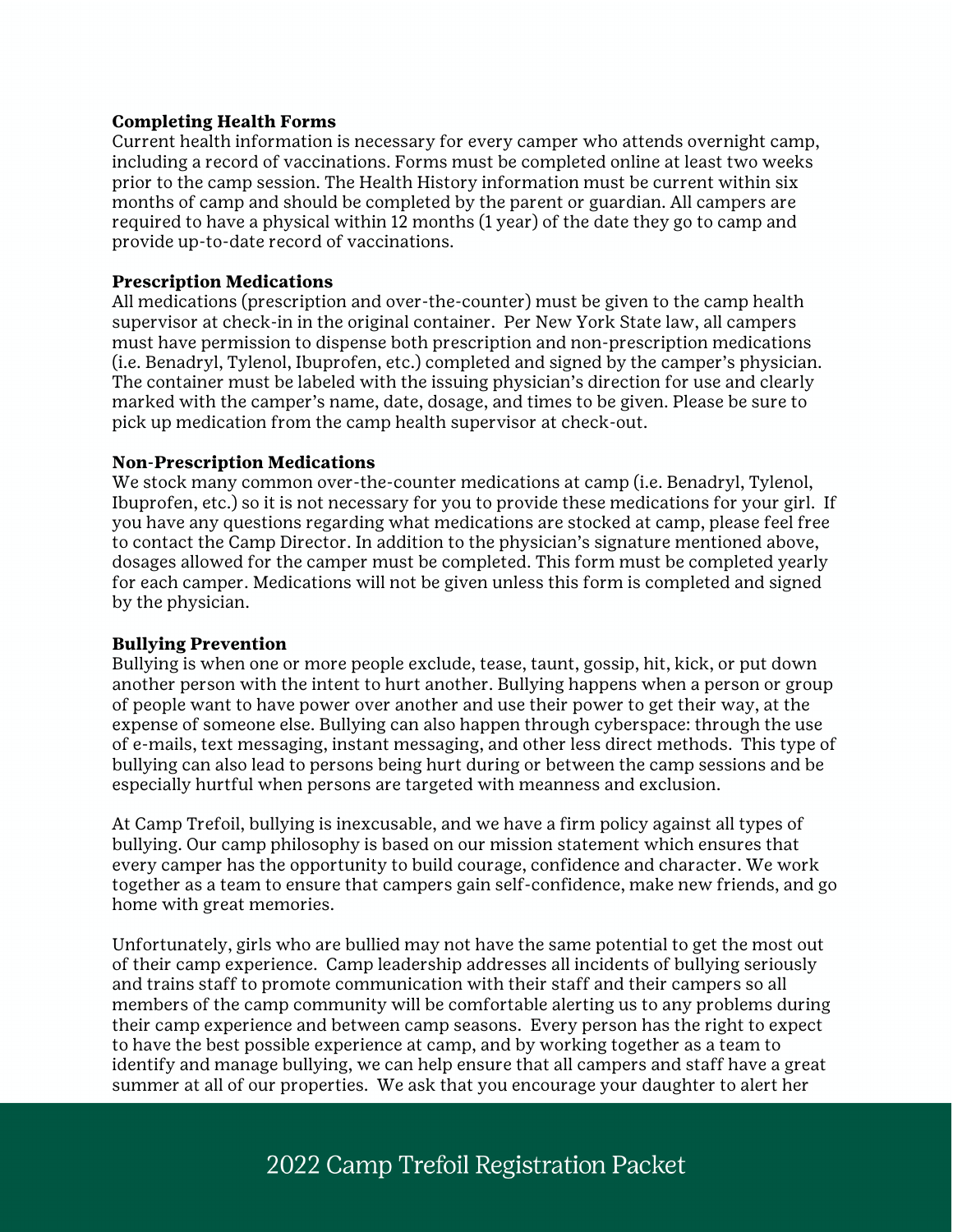**Completing Health Forms**

Current health information is necessary for every camper who attends overnight camp, including a record of vaccinations. Forms must be completed online at least two weeks prior to the camp session. The Health History information must be current within six months of camp and should be completed by the parent or guardian. All campers are required to have a physical within 12 months (1 year) of the date they go to camp and provide up-to-date record of vaccinations.

**Prescription Medications**

All medications (prescription and over-the-counter) must be given to the camp health supervisor at check-in in the original container. Per New York State law, all campers must have permission to dispense both prescription and non-prescription medications (i.e. Benadryl, Tylenol, Ibuprofen, etc.) completed and signed by the camper's physician. The container must be labeled with the issuing physician's direction for use and clearly marked with the camper's name, date, dosage, and times to be given. Please be sure to pick up medication from the camp health supervisor at check-out.

**Non-Prescription Medications**

We stock many common over-the-counter medications at camp (i.e. Benadryl, Tylenol, Ibuprofen, etc.) so it is not necessary for you to provide these medications for your girl. If you have any questions regarding what medications are stocked at camp, please feel free to contact the Camp Director. In addition to the physician's signature mentioned above, dosages allowed for the camper must be completed. This form must be completed yearly for each camper. Medications will not be given unless this form is completed and signed by the physician.

**Bullying Prevention**

Bullying is when one or more people exclude, tease, taunt, gossip, hit, kick, or put down another person with the intent to hurt another. Bullying happens when a person or group of people want to have power over another and use their power to get their way, at the expense of someone else. Bullying can also happen through cyberspace: through the use of e-mails, text messaging, instant messaging, and other less direct methods. This type of bullying can also lead to persons being hurt during or between the camp sessions and be especially hurtful when persons are targeted with meanness and exclusion.

At Camp Trefoil, bullying is inexcusable, and we have a firm policy against all types of bullying. Our camp philosophy is based on our mission statement which ensures that every camper has the opportunity to build courage, confidence and character. We work together as a team to ensure that campers gain self-confidence, make new friends, and go home with great memories.

Unfortunately, girls who are bullied may not have the same potential to get the most out of their camp experience. Camp leadership addresses all incidents of bullying seriously and trains staff to promote communication with their staff and their campers so all members of the camp community will be comfortable alerting us to any problems during their camp experience and between camp seasons. Every person has the right to expect to have the best possible experience at camp, and by working together as a team to identify and manage bullying, we can help ensure that all campers and staff have a great summer at all of our properties. We ask that you encourage your daughter to alert her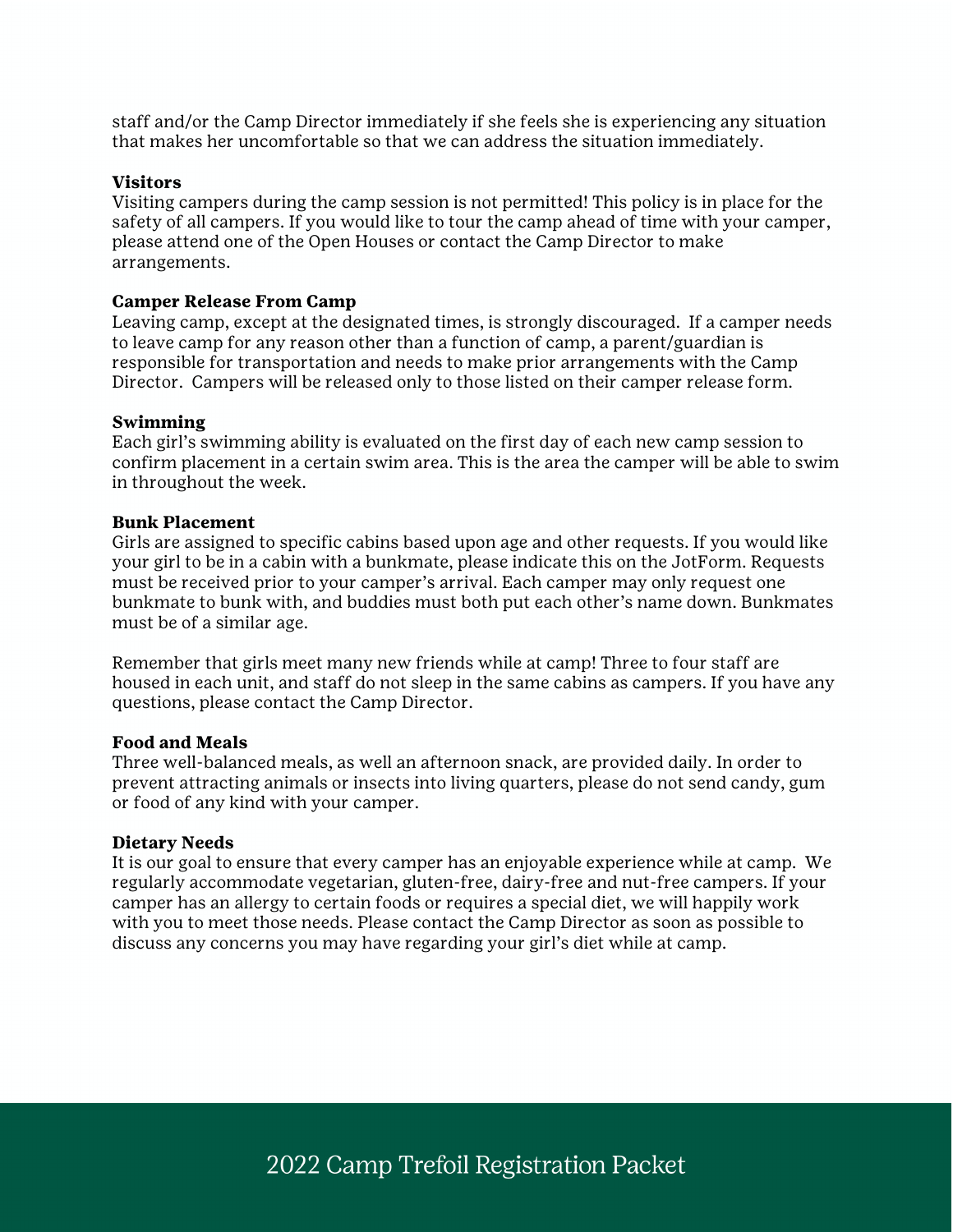staff and/or the Camp Director immediately if she feels she is experiencing any situation that makes her uncomfortable so that we can address the situation immediately.

**Visitors**
Visiting campers during the camp session is not permitted! This policy is in place for the safety of all campers. If you would like to tour the camp ahead of time with your camper, please attend one of the Open Houses or contact the Camp Director to make arrangements.

**Camper Release From Camp**
Leaving camp, except at the designated times, is strongly discouraged. If a camper needs to leave camp for any reason other than a function of camp, a parent/guardian is responsible for transportation and needs to make prior arrangements with the Camp Director. Campers will be released only to those listed on their camper release form.

**Swimming**
Each girl's swimming ability is evaluated on the first day of each new camp session to confirm placement in a certain swim area. This is the area the camper will be able to swim in throughout the week.

**Bunk Placement**
Girls are assigned to specific cabins based upon age and other requests. If you would like your girl to be in a cabin with a bunkmate, please indicate this on the JotForm. Requests must be received prior to your camper's arrival. Each camper may only request one bunkmate to bunk with, and buddies must both put each other's name down. Bunkmates must be of a similar age.

Remember that girls meet many new friends while at camp! Three to four staff are housed in each unit, and staff do not sleep in the same cabins as campers. If you have any questions, please contact the Camp Director.

**Food and Meals**
Three well-balanced meals, as well an afternoon snack, are provided daily. In order to prevent attracting animals or insects into living quarters, please do not send candy, gum or food of any kind with your camper.

**Dietary Needs**
It is our goal to ensure that every camper has an enjoyable experience while at camp. We regularly accommodate vegetarian, gluten-free, dairy-free and nut-free campers. If your camper has an allergy to certain foods or requires a special diet, we will happily work with you to meet those needs. Please contact the Camp Director as soon as possible to discuss any concerns you may have regarding your girl's diet while at camp.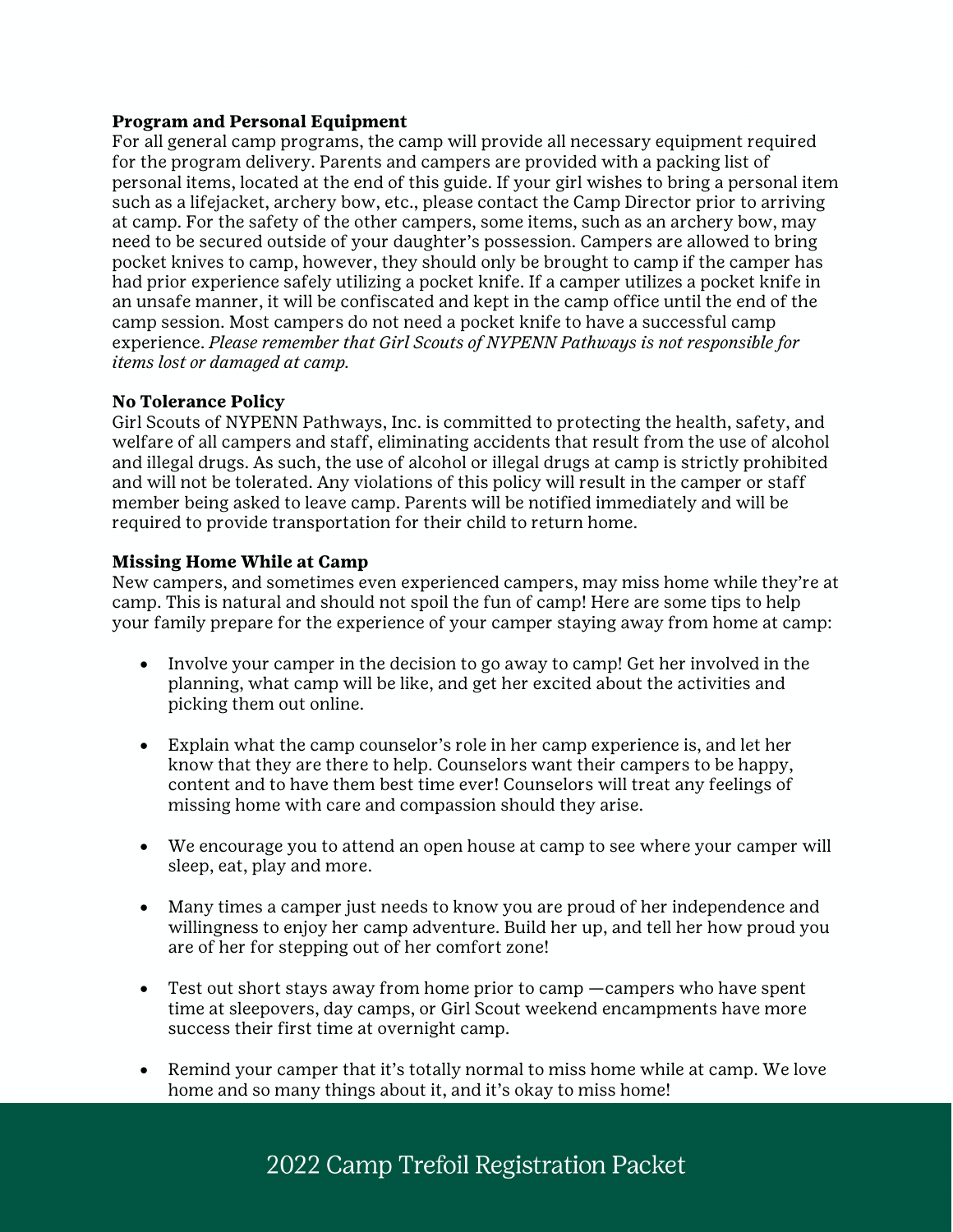**Program and Personal Equipment**

For all general camp programs, the camp will provide all necessary equipment required for the program delivery. Parents and campers are provided with a packing list of personal items, located at the end of this guide. If your girl wishes to bring a personal item such as a lifejacket, archery bow, etc., please contact the Camp Director prior to arriving at camp. For the safety of the other campers, some items, such as an archery bow, may need to be secured outside of your daughter's possession. Campers are allowed to bring pocket knives to camp, however, they should only be brought to camp if the camper has had prior experience safely utilizing a pocket knife. If a camper utilizes a pocket knife in an unsafe manner, it will be confiscated and kept in the camp office until the end of the camp session. Most campers do not need a pocket knife to have a successful camp experience. *Please remember that Girl Scouts of NYPENN Pathways is not responsible for items lost or damaged at camp.*

**No Tolerance Policy**

Girl Scouts of NYPENN Pathways, Inc. is committed to protecting the health, safety, and welfare of all campers and staff, eliminating accidents that result from the use of alcohol and illegal drugs. As such, the use of alcohol or illegal drugs at camp is strictly prohibited and will not be tolerated. Any violations of this policy will result in the camper or staff member being asked to leave camp. Parents will be notified immediately and will be required to provide transportation for their child to return home.

**Missing Home While at Camp**

New campers, and sometimes even experienced campers, may miss home while they're at camp. This is natural and should not spoil the fun of camp! Here are some tips to help your family prepare for the experience of your camper staying away from home at camp:

- Involve your camper in the decision to go away to camp! Get her involved in the planning, what camp will be like, and get her excited about the activities and picking them out online.
- Explain what the camp counselor's role in her camp experience is, and let her know that they are there to help. Counselors want their campers to be happy, content and to have them best time ever! Counselors will treat any feelings of missing home with care and compassion should they arise.
- We encourage you to attend an open house at camp to see where your camper will sleep, eat, play and more.
- Many times a camper just needs to know you are proud of her independence and willingness to enjoy her camp adventure. Build her up, and tell her how proud you are of her for stepping out of her comfort zone!
- Test out short stays away from home prior to camp —campers who have spent time at sleepovers, day camps, or Girl Scout weekend encampments have more success their first time at overnight camp.
- Remind your camper that it's totally normal to miss home while at camp. We love home and so many things about it, and it's okay to miss home!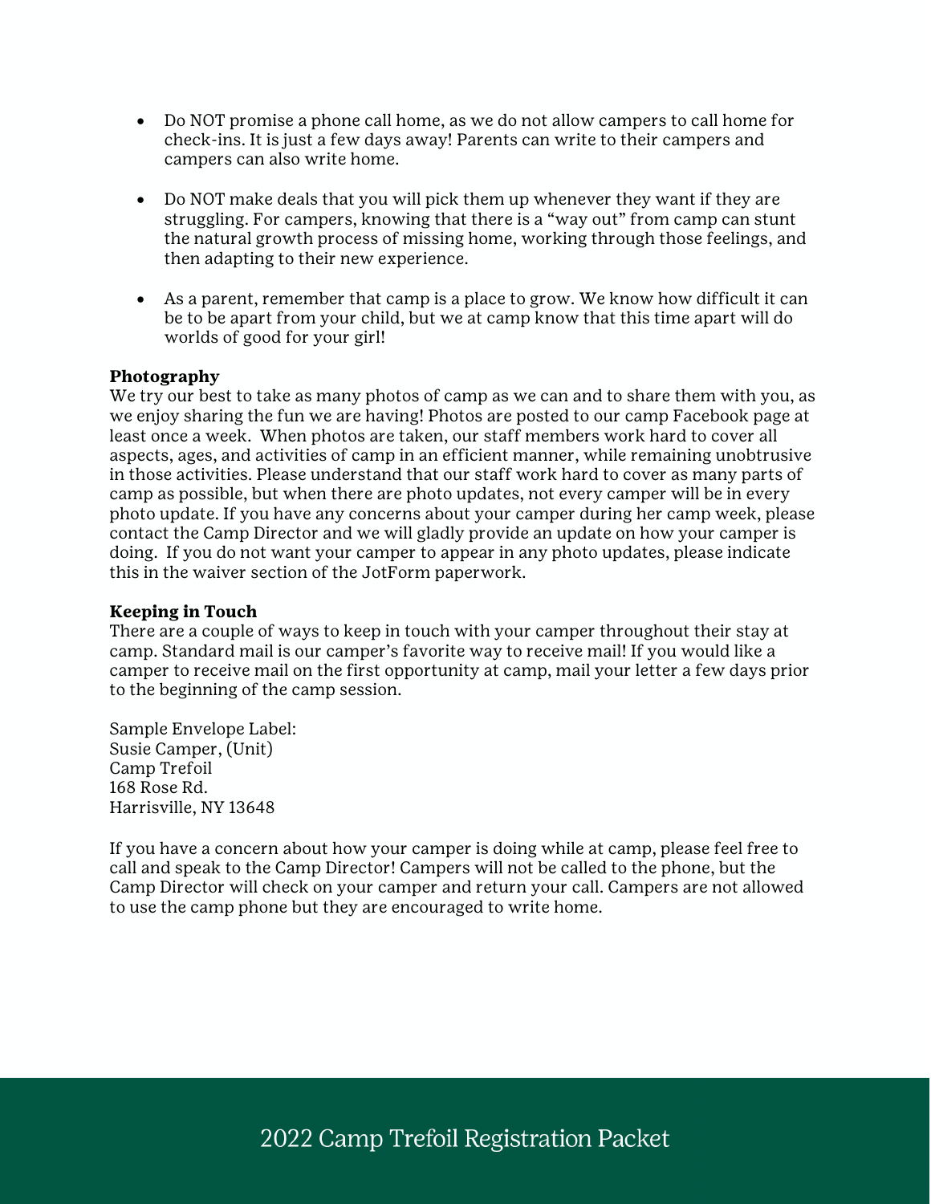- Do NOT promise a phone call home, as we do not allow campers to call home for check-ins. It is just a few days away! Parents can write to their campers and campers can also write home.

- Do NOT make deals that you will pick them up whenever they want if they are struggling. For campers, knowing that there is a "way out" from camp can stunt the natural growth process of missing home, working through those feelings, and then adapting to their new experience.

- As a parent, remember that camp is a place to grow. We know how difficult it can be to be apart from your child, but we at camp know that this time apart will do worlds of good for your girl!

**Photography**
We try our best to take as many photos of camp as we can and to share them with you, as we enjoy sharing the fun we are having! Photos are posted to our camp Facebook page at least once a week. When photos are taken, our staff members work hard to cover all aspects, ages, and activities of camp in an efficient manner, while remaining unobtrusive in those activities. Please understand that our staff work hard to cover as many parts of camp as possible, but when there are photo updates, not every camper will be in every photo update. If you have any concerns about your camper during her camp week, please contact the Camp Director and we will gladly provide an update on how your camper is doing. If you do not want your camper to appear in any photo updates, please indicate this in the waiver section of the JotForm paperwork.

**Keeping in Touch**
There are a couple of ways to keep in touch with your camper throughout their stay at camp. Standard mail is our camper's favorite way to receive mail! If you would like a camper to receive mail on the first opportunity at camp, mail your letter a few days prior to the beginning of the camp session.

Sample Envelope Label:
Susie Camper, (Unit)
Camp Trefoil
168 Rose Rd.
Harrisville, NY 13648

If you have a concern about how your camper is doing while at camp, please feel free to call and speak to the Camp Director! Campers will not be called to the phone, but the Camp Director will check on your camper and return your call. Campers are not allowed to use the camp phone but they are encouraged to write home.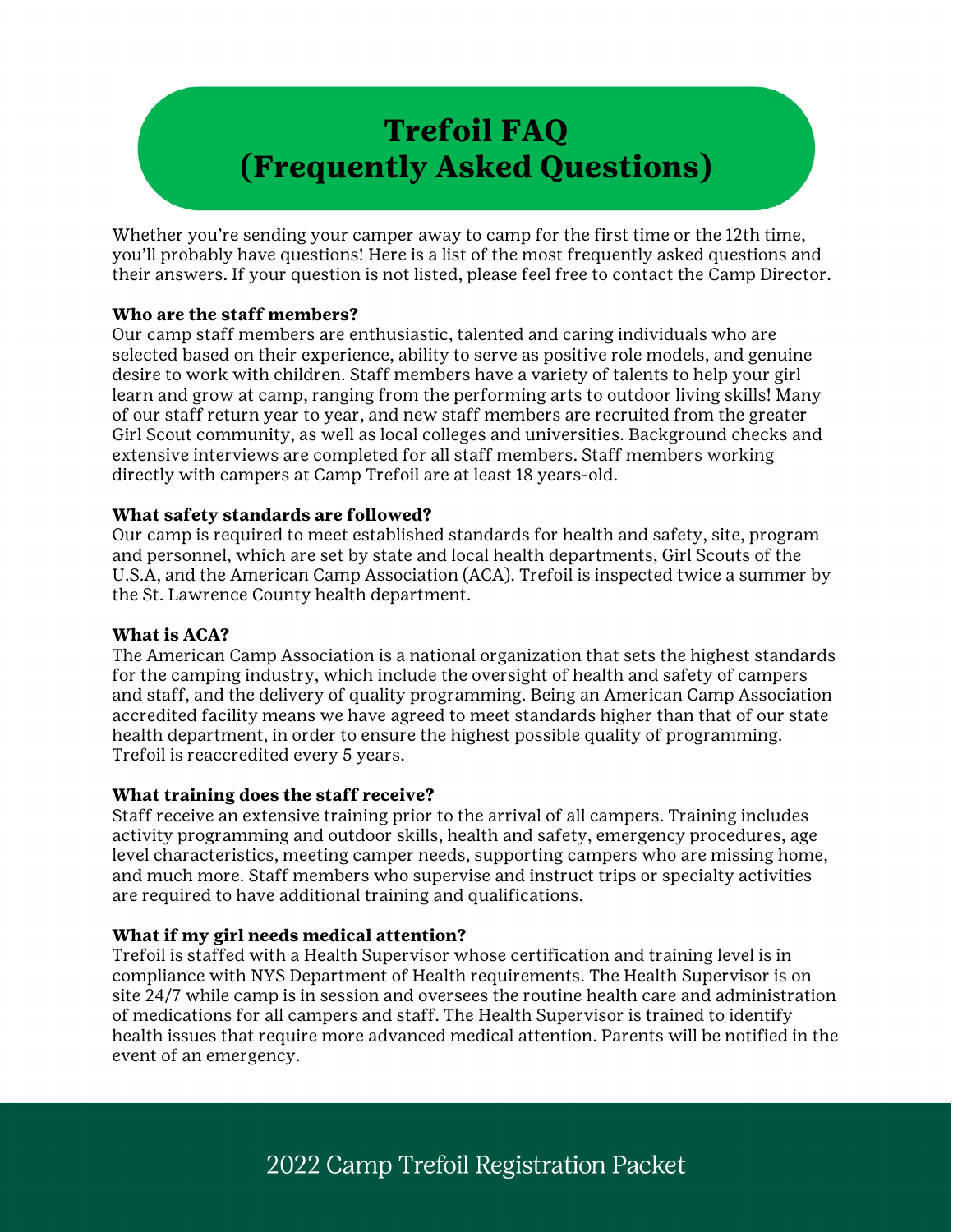# Trefoil FAQ (Frequently Asked Questions)

Whether you're sending your camper away to camp for the first time or the 12th time, you'll probably have questions! Here is a list of the most frequently asked questions and their answers. If your question is not listed, please feel free to contact the Camp Director.

**Who are the staff members?**
Our camp staff members are enthusiastic, talented and caring individuals who are selected based on their experience, ability to serve as positive role models, and genuine desire to work with children. Staff members have a variety of talents to help your girl learn and grow at camp, ranging from the performing arts to outdoor living skills! Many of our staff return year to year, and new staff members are recruited from the greater Girl Scout community, as well as local colleges and universities. Background checks and extensive interviews are completed for all staff members. Staff members working directly with campers at Camp Trefoil are at least 18 years-old.

**What safety standards are followed?**
Our camp is required to meet established standards for health and safety, site, program and personnel, which are set by state and local health departments, Girl Scouts of the U.S.A, and the American Camp Association (ACA). Trefoil is inspected twice a summer by the St. Lawrence County health department.

**What is ACA?**
The American Camp Association is a national organization that sets the highest standards for the camping industry, which include the oversight of health and safety of campers and staff, and the delivery of quality programming. Being an American Camp Association accredited facility means we have agreed to meet standards higher than that of our state health department, in order to ensure the highest possible quality of programming. Trefoil is reaccredited every 5 years.

**What training does the staff receive?**
Staff receive an extensive training prior to the arrival of all campers. Training includes activity programming and outdoor skills, health and safety, emergency procedures, age level characteristics, meeting camper needs, supporting campers who are missing home, and much more. Staff members who supervise and instruct trips or specialty activities are required to have additional training and qualifications.

**What if my girl needs medical attention?**
Trefoil is staffed with a Health Supervisor whose certification and training level is in compliance with NYS Department of Health requirements. The Health Supervisor is on site 24/7 while camp is in session and oversees the routine health care and administration of medications for all campers and staff. The Health Supervisor is trained to identify health issues that require more advanced medical attention. Parents will be notified in the event of an emergency.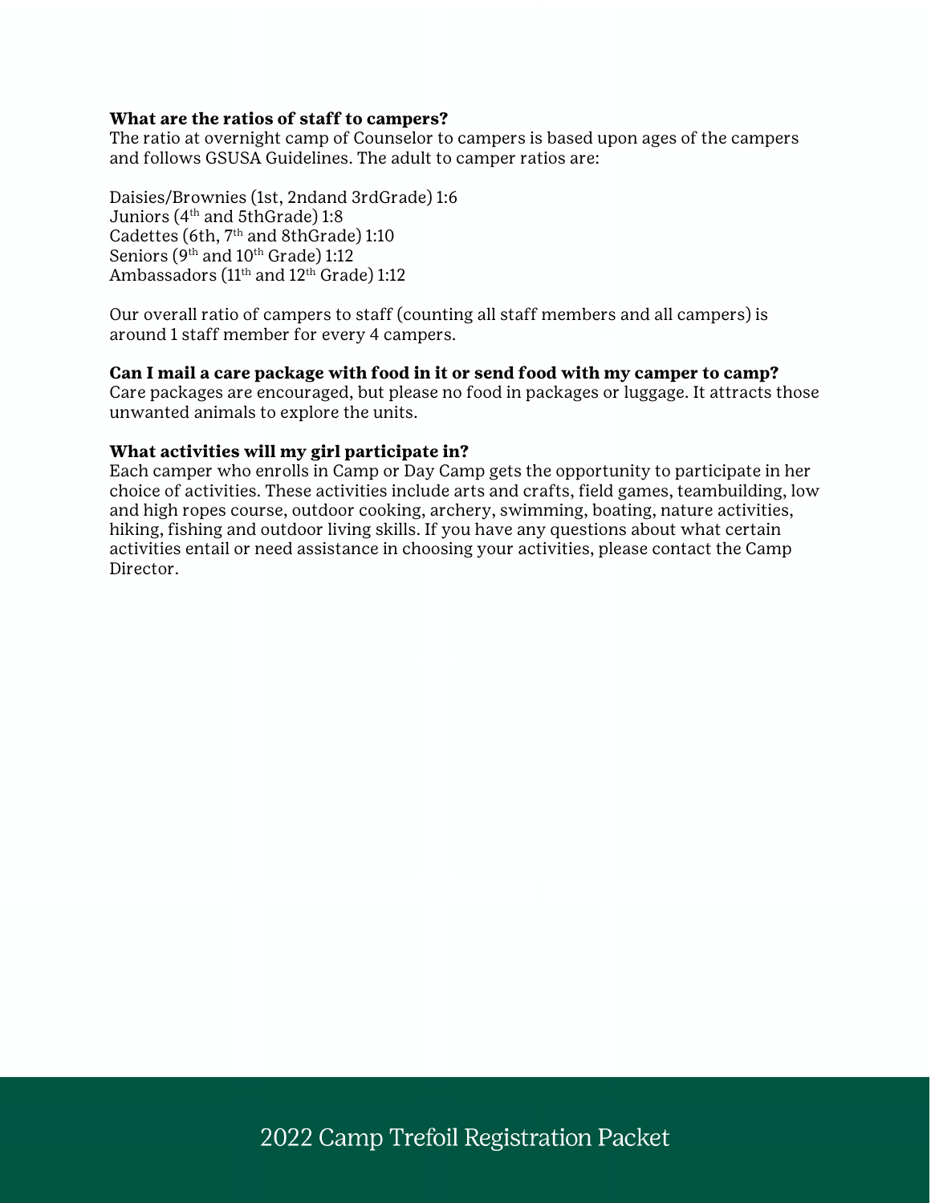**What are the ratios of staff to campers?**
The ratio at overnight camp of Counselor to campers is based upon ages of the campers and follows GSUSA Guidelines. The adult to camper ratios are:

Daisies/Brownies (1st, 2ndand 3rdGrade) 1:6
Juniors (4th and 5thGrade) 1:8
Cadettes (6th, 7th and 8thGrade) 1:10
Seniors (9th and 10th Grade) 1:12
Ambassadors (11th and 12th Grade) 1:12

Our overall ratio of campers to staff (counting all staff members and all campers) is around 1 staff member for every 4 campers.

**Can I mail a care package with food in it or send food with my camper to camp?**
Care packages are encouraged, but please no food in packages or luggage. It attracts those unwanted animals to explore the units.

**What activities will my girl participate in?**
Each camper who enrolls in Camp or Day Camp gets the opportunity to participate in her choice of activities. These activities include arts and crafts, field games, teambuilding, low and high ropes course, outdoor cooking, archery, swimming, boating, nature activities, hiking, fishing and outdoor living skills. If you have any questions about what certain activities entail or need assistance in choosing your activities, please contact the Camp Director.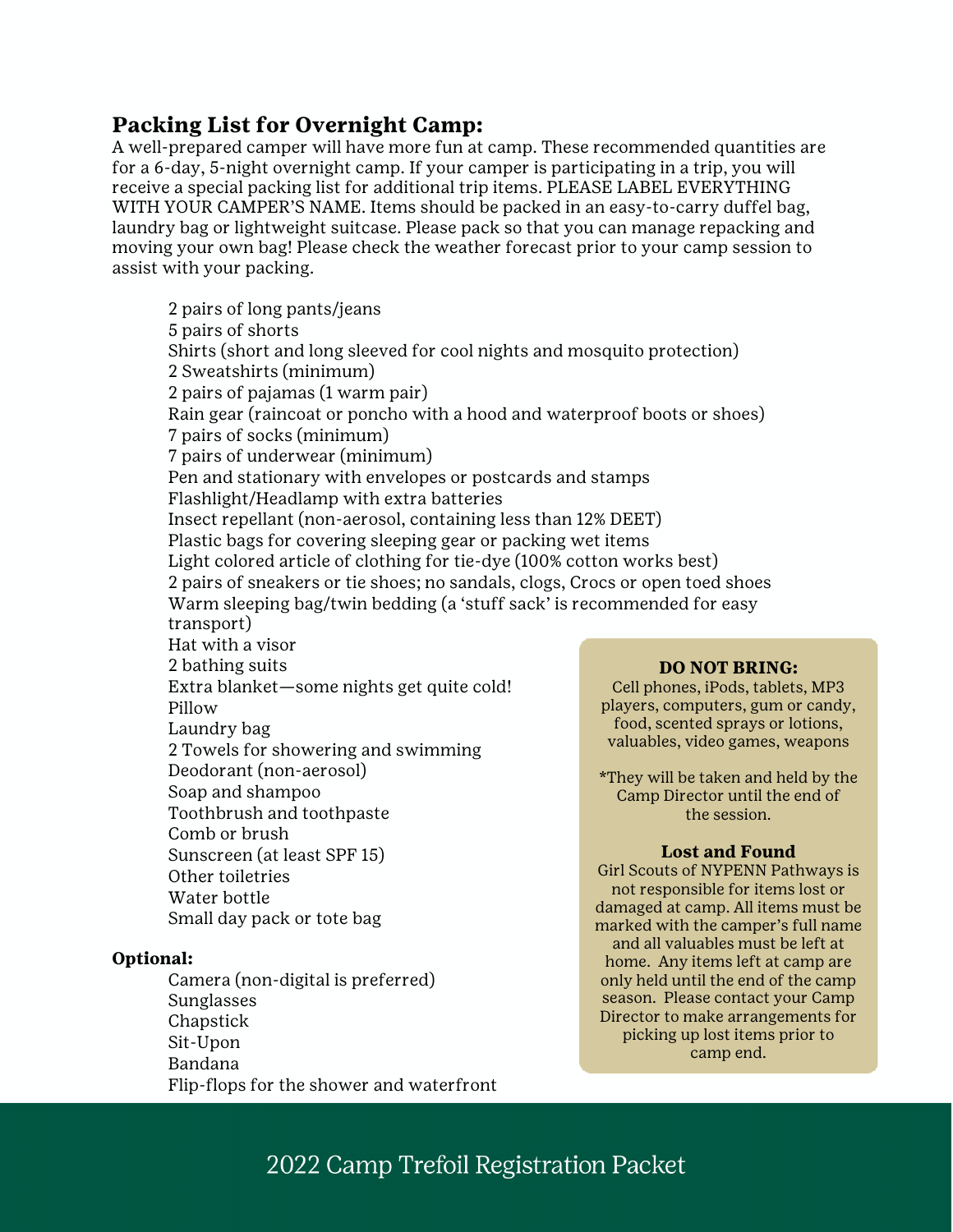## Packing List for Overnight Camp:

A well-prepared camper will have more fun at camp. These recommended quantities are for a 6-day, 5-night overnight camp. If your camper is participating in a trip, you will receive a special packing list for additional trip items. PLEASE LABEL EVERYTHING WITH YOUR CAMPER'S NAME. Items should be packed in an easy-to-carry duffel bag, laundry bag or lightweight suitcase. Please pack so that you can manage repacking and moving your own bag! Please check the weather forecast prior to your camp session to assist with your packing.

- 2 pairs of long pants/jeans
- 5 pairs of shorts
- Shirts (short and long sleeved for cool nights and mosquito protection)
- 2 Sweatshirts (minimum)
- 2 pairs of pajamas (1 warm pair)
- Rain gear (raincoat or poncho with a hood and waterproof boots or shoes)
- 7 pairs of socks (minimum)
- 7 pairs of underwear (minimum)
- Pen and stationary with envelopes or postcards and stamps
- Flashlight/Headlamp with extra batteries
- Insect repellant (non-aerosol, containing less than 12% DEET)
- Plastic bags for covering sleeping gear or packing wet items
- Light colored article of clothing for tie-dye (100% cotton works best)
- 2 pairs of sneakers or tie shoes; no sandals, clogs, Crocs or open toed shoes
- Warm sleeping bag/twin bedding (a 'stuff sack' is recommended for easy transport)
- Hat with a visor
- 2 bathing suits
- Extra blanket—some nights get quite cold!
- Pillow
- Laundry bag
- 2 Towels for showering and swimming
- Deodorant (non-aerosol)
- Soap and shampoo
- Toothbrush and toothpaste
- Comb or brush
- Sunscreen (at least SPF 15)
- Other toiletries
- Water bottle
- Small day pack or tote bag

**Optional:**

- Camera (non-digital is preferred)
- Sunglasses
- Chapstick
- Sit-Upon
- Bandana
- Flip-flops for the shower and waterfront

**DO NOT BRING:**

Cell phones, iPods, tablets, MP3 players, computers, gum or candy, food, scented sprays or lotions, valuables, video games, weapons

*They will be taken and held by the Camp Director until the end of the session.

**Lost and Found**

Girl Scouts of NYPENN Pathways is not responsible for items lost or damaged at camp. All items must be marked with the camper's full name and all valuables must be left at home. Any items left at camp are only held until the end of the camp season. Please contact your Camp Director to make arrangements for picking up lost items prior to camp end.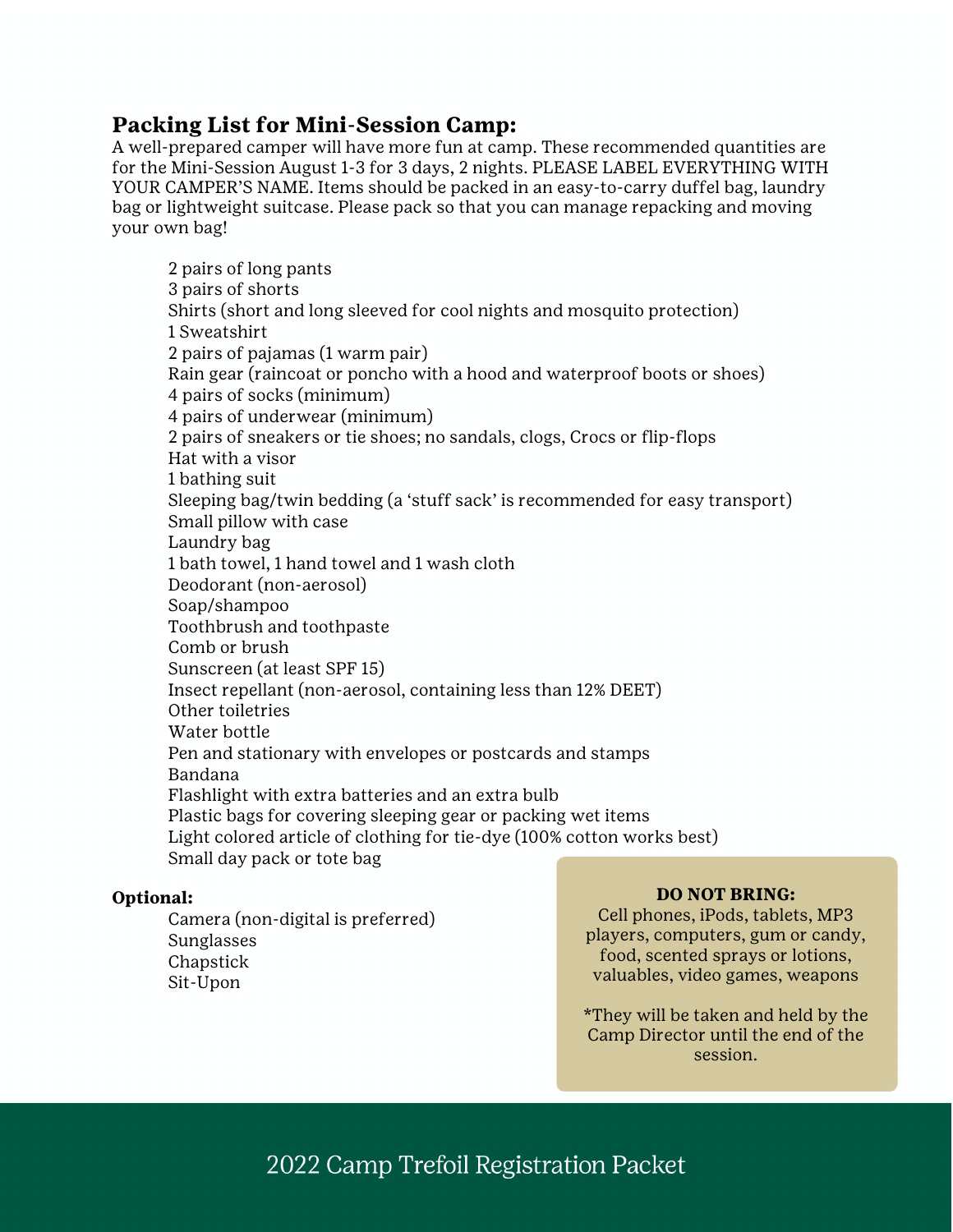## Packing List for Mini-Session Camp:

A well-prepared camper will have more fun at camp. These recommended quantities are for the Mini-Session August 1-3 for 3 days, 2 nights. PLEASE LABEL EVERYTHING WITH YOUR CAMPER'S NAME. Items should be packed in an easy-to-carry duffel bag, laundry bag or lightweight suitcase. Please pack so that you can manage repacking and moving your own bag!

- 2 pairs of long pants
- 3 pairs of shorts
- Shirts (short and long sleeved for cool nights and mosquito protection)
- 1 Sweatshirt
- 2 pairs of pajamas (1 warm pair)
- Rain gear (raincoat or poncho with a hood and waterproof boots or shoes)
- 4 pairs of socks (minimum)
- 4 pairs of underwear (minimum)
- 2 pairs of sneakers or tie shoes; no sandals, clogs, Crocs or flip-flops
- Hat with a visor
- 1 bathing suit
- Sleeping bag/twin bedding (a 'stuff sack' is recommended for easy transport)
- Small pillow with case
- Laundry bag
- 1 bath towel, 1 hand towel and 1 wash cloth
- Deodorant (non-aerosol)
- Soap/shampoo
- Toothbrush and toothpaste
- Comb or brush
- Sunscreen (at least SPF 15)
- Insect repellant (non-aerosol, containing less than 12% DEET)
- Other toiletries
- Water bottle
- Pen and stationary with envelopes or postcards and stamps
- Bandana
- Flashlight with extra batteries and an extra bulb
- Plastic bags for covering sleeping gear or packing wet items
- Light colored article of clothing for tie-dye (100% cotton works best)
- Small day pack or tote bag

**Optional:**

- Camera (non-digital is preferred)
- Sunglasses
- Chapstick
- Sit-Upon

**DO NOT BRING:**

Cell phones, iPods, tablets, MP3 players, computers, gum or candy, food, scented sprays or lotions, valuables, video games, weapons

*They will be taken and held by the Camp Director until the end of the session.